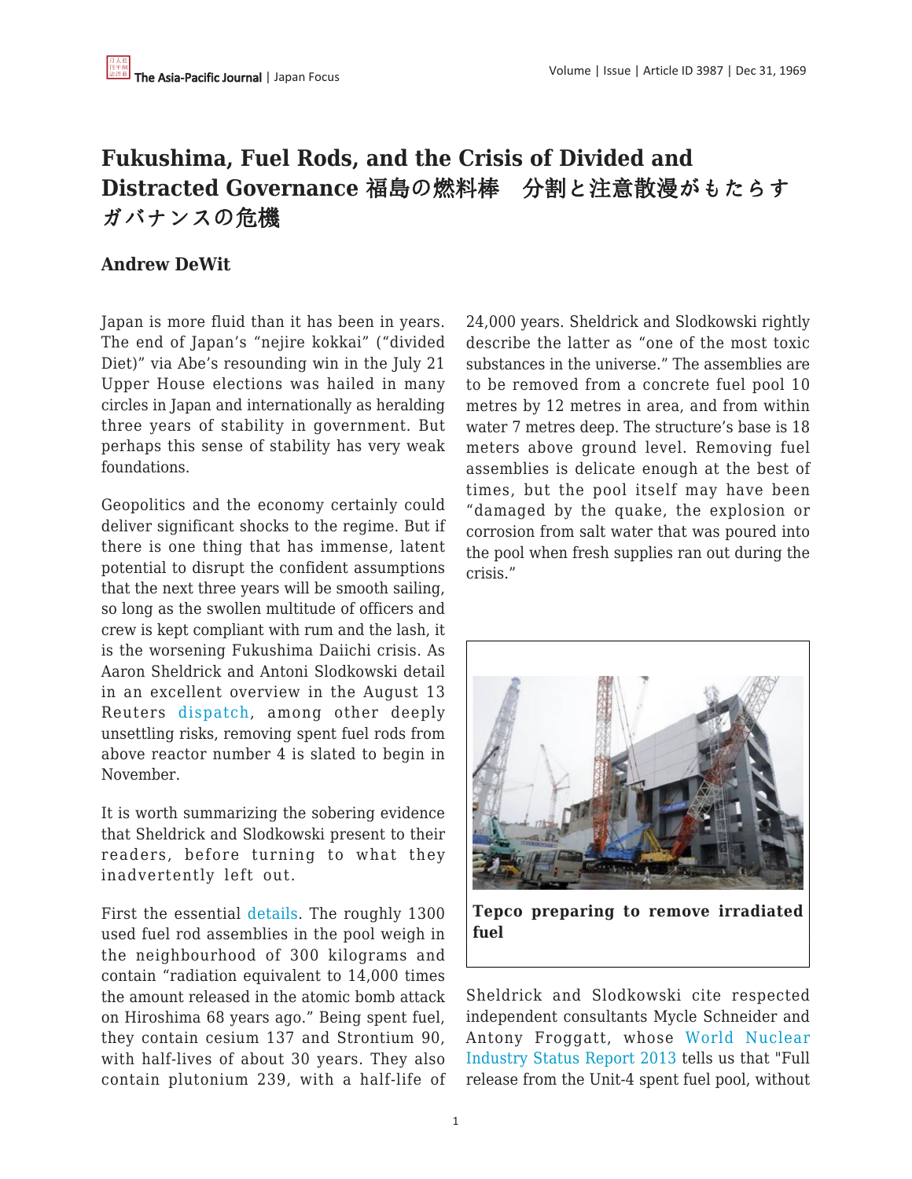# Fukushima, Fuel Rods, and the Crisis of Divided and Distracted Governance 福島の燃料棒　分割と注意散漫がもたらすガバナンスの危機

**Andrew DeWit**

Japan is more fluid than it has been in years. The end of Japan's "nejire kokkai" ("divided Diet)" via Abe's resounding win in the July 21 Upper House elections was hailed in many circles in Japan and internationally as heralding three years of stability in government. But perhaps this sense of stability has very weak foundations.

Geopolitics and the economy certainly could deliver significant shocks to the regime. But if there is one thing that has immense, latent potential to disrupt the confident assumptions that the next three years will be smooth sailing, so long as the swollen multitude of officers and crew is kept compliant with rum and the lash, it is the worsening Fukushima Daiichi crisis. As Aaron Sheldrick and Antoni Slodkowski detail in an excellent overview in the August 13 Reuters dispatch, among other deeply unsettling risks, removing spent fuel rods from above reactor number 4 is slated to begin in November.

It is worth summarizing the sobering evidence that Sheldrick and Slodkowski present to their readers, before turning to what they inadvertently left out.

First the essential details. The roughly 1300 used fuel rod assemblies in the pool weigh in the neighbourhood of 300 kilograms and contain "radiation equivalent to 14,000 times the amount released in the atomic bomb attack on Hiroshima 68 years ago." Being spent fuel, they contain cesium 137 and Strontium 90, with half-lives of about 30 years. They also contain plutonium 239, with a half-life of 24,000 years. Sheldrick and Slodkowski rightly describe the latter as "one of the most toxic substances in the universe." The assemblies are to be removed from a concrete fuel pool 10 metres by 12 metres in area, and from within water 7 metres deep. The structure's base is 18 meters above ground level. Removing fuel assemblies is delicate enough at the best of times, but the pool itself may have been "damaged by the quake, the explosion or corrosion from salt water that was poured into the pool when fresh supplies ran out during the crisis."

**Tepco preparing to remove irradiated fuel**

Sheldrick and Slodkowski cite respected independent consultants Mycle Schneider and Antony Froggatt, whose World Nuclear Industry Status Report 2013 tells us that "Full release from the Unit-4 spent fuel pool, without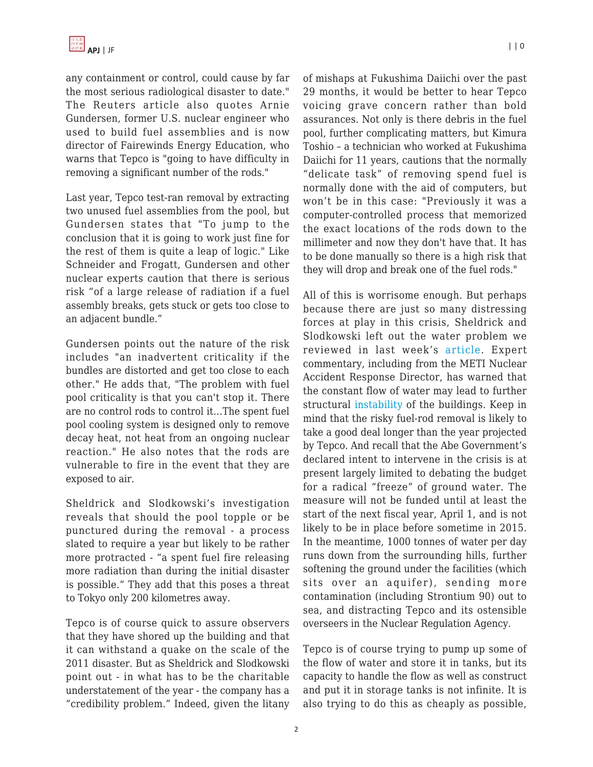any containment or control, could cause by far the most serious radiological disaster to date." The Reuters article also quotes Arnie Gundersen, former U.S. nuclear engineer who used to build fuel assemblies and is now director of Fairewinds Energy Education, who warns that Tepco is "going to have difficulty in removing a significant number of the rods."

Last year, Tepco test-ran removal by extracting two unused fuel assemblies from the pool, but Gundersen states that "To jump to the conclusion that it is going to work just fine for the rest of them is quite a leap of logic." Like Schneider and Frogatt, Gundersen and other nuclear experts caution that there is serious risk "of a large release of radiation if a fuel assembly breaks, gets stuck or gets too close to an adjacent bundle."

Gundersen points out the nature of the risk includes "an inadvertent criticality if the bundles are distorted and get too close to each other." He adds that, "The problem with fuel pool criticality is that you can't stop it. There are no control rods to control it…The spent fuel pool cooling system is designed only to remove decay heat, not heat from an ongoing nuclear reaction." He also notes that the rods are vulnerable to fire in the event that they are exposed to air.

Sheldrick and Slodkowski's investigation reveals that should the pool topple or be punctured during the removal - a process slated to require a year but likely to be rather more protracted - "a spent fuel fire releasing more radiation than during the initial disaster is possible." They add that this poses a threat to Tokyo only 200 kilometres away.

Tepco is of course quick to assure observers that they have shored up the building and that it can withstand a quake on the scale of the 2011 disaster. But as Sheldrick and Slodkowski point out - in what has to be the charitable understatement of the year - the company has a "credibility problem." Indeed, given the litany of mishaps at Fukushima Daiichi over the past 29 months, it would be better to hear Tepco voicing grave concern rather than bold assurances. Not only is there debris in the fuel pool, further complicating matters, but Kimura Toshio – a technician who worked at Fukushima Daiichi for 11 years, cautions that the normally "delicate task" of removing spend fuel is normally done with the aid of computers, but won't be in this case: "Previously it was a computer-controlled process that memorized the exact locations of the rods down to the millimeter and now they don't have that. It has to be done manually so there is a high risk that they will drop and break one of the fuel rods."

All of this is worrisome enough. But perhaps because there are just so many distressing forces at play in this crisis, Sheldrick and Slodkowski left out the water problem we reviewed in last week's article. Expert commentary, including from the METI Nuclear Accident Response Director, has warned that the constant flow of water may lead to further structural instability of the buildings. Keep in mind that the risky fuel-rod removal is likely to take a good deal longer than the year projected by Tepco. And recall that the Abe Government's declared intent to intervene in the crisis is at present largely limited to debating the budget for a radical "freeze" of ground water. The measure will not be funded until at least the start of the next fiscal year, April 1, and is not likely to be in place before sometime in 2015. In the meantime, 1000 tonnes of water per day runs down from the surrounding hills, further softening the ground under the facilities (which sits over an aquifer), sending more contamination (including Strontium 90) out to sea, and distracting Tepco and its ostensible overseers in the Nuclear Regulation Agency.

Tepco is of course trying to pump up some of the flow of water and store it in tanks, but its capacity to handle the flow as well as construct and put it in storage tanks is not infinite. It is also trying to do this as cheaply as possible,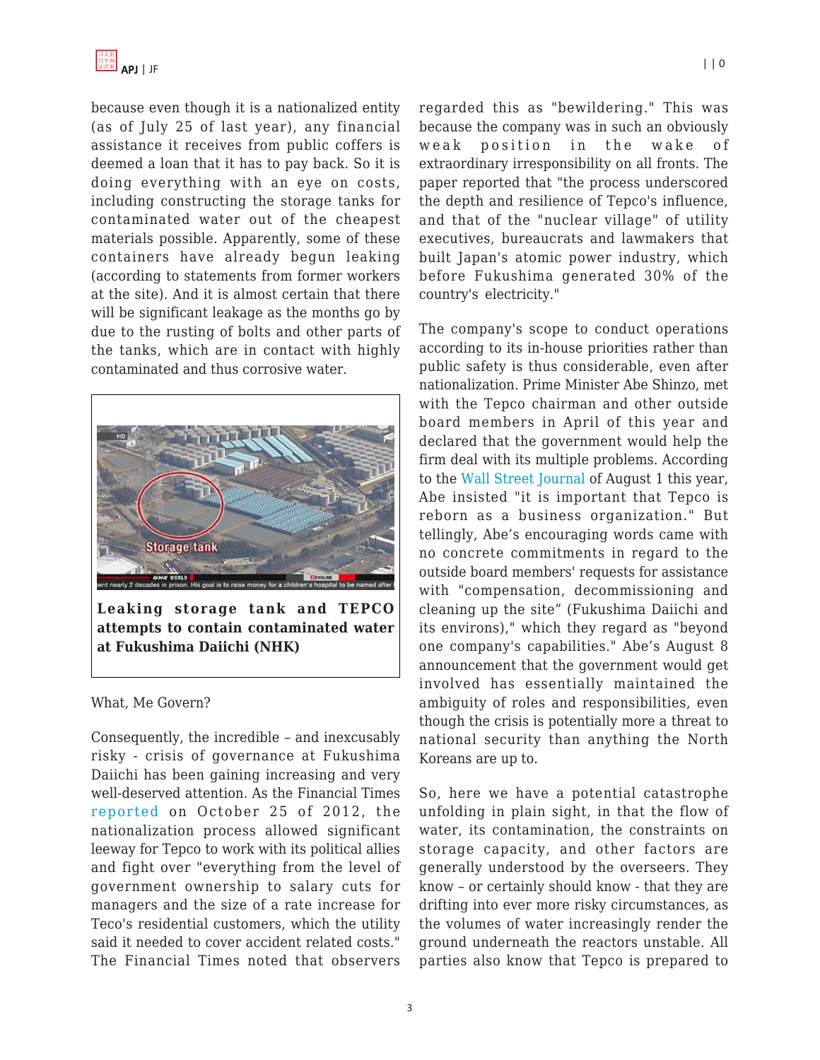because even though it is a nationalized entity (as of July 25 of last year), any financial assistance it receives from public coffers is deemed a loan that it has to pay back. So it is doing everything with an eye on costs, including constructing the storage tanks for contaminated water out of the cheapest materials possible. Apparently, some of these containers have already begun leaking (according to statements from former workers at the site). And it is almost certain that there will be significant leakage as the months go by due to the rusting of bolts and other parts of the tanks, which are in contact with highly contaminated and thus corrosive water.

**Leaking storage tank and TEPCO attempts to contain contaminated water at Fukushima Daiichi (NHK)**

What, Me Govern?

Consequently, the incredible – and inexcusably risky - crisis of governance at Fukushima Daiichi has been gaining increasing and very well-deserved attention. As the Financial Times reported on October 25 of 2012, the nationalization process allowed significant leeway for Tepco to work with its political allies and fight over "everything from the level of government ownership to salary cuts for managers and the size of a rate increase for Teco's residential customers, which the utility said it needed to cover accident related costs." The Financial Times noted that observers regarded this as "bewildering." This was because the company was in such an obviously weak position in the wake of extraordinary irresponsibility on all fronts. The paper reported that "the process underscored the depth and resilience of Tepco's influence, and that of the "nuclear village" of utility executives, bureaucrats and lawmakers that built Japan's atomic power industry, which before Fukushima generated 30% of the country's electricity."

The company's scope to conduct operations according to its in-house priorities rather than public safety is thus considerable, even after nationalization. Prime Minister Abe Shinzo, met with the Tepco chairman and other outside board members in April of this year and declared that the government would help the firm deal with its multiple problems. According to the Wall Street Journal of August 1 this year, Abe insisted "it is important that Tepco is reborn as a business organization." But tellingly, Abe's encouraging words came with no concrete commitments in regard to the outside board members' requests for assistance with "compensation, decommissioning and cleaning up the site" (Fukushima Daiichi and its environs)," which they regard as "beyond one company's capabilities." Abe's August 8 announcement that the government would get involved has essentially maintained the ambiguity of roles and responsibilities, even though the crisis is potentially more a threat to national security than anything the North Koreans are up to.

So, here we have a potential catastrophe unfolding in plain sight, in that the flow of water, its contamination, the constraints on storage capacity, and other factors are generally understood by the overseers. They know – or certainly should know - that they are drifting into ever more risky circumstances, as the volumes of water increasingly render the ground underneath the reactors unstable. All parties also know that Tepco is prepared to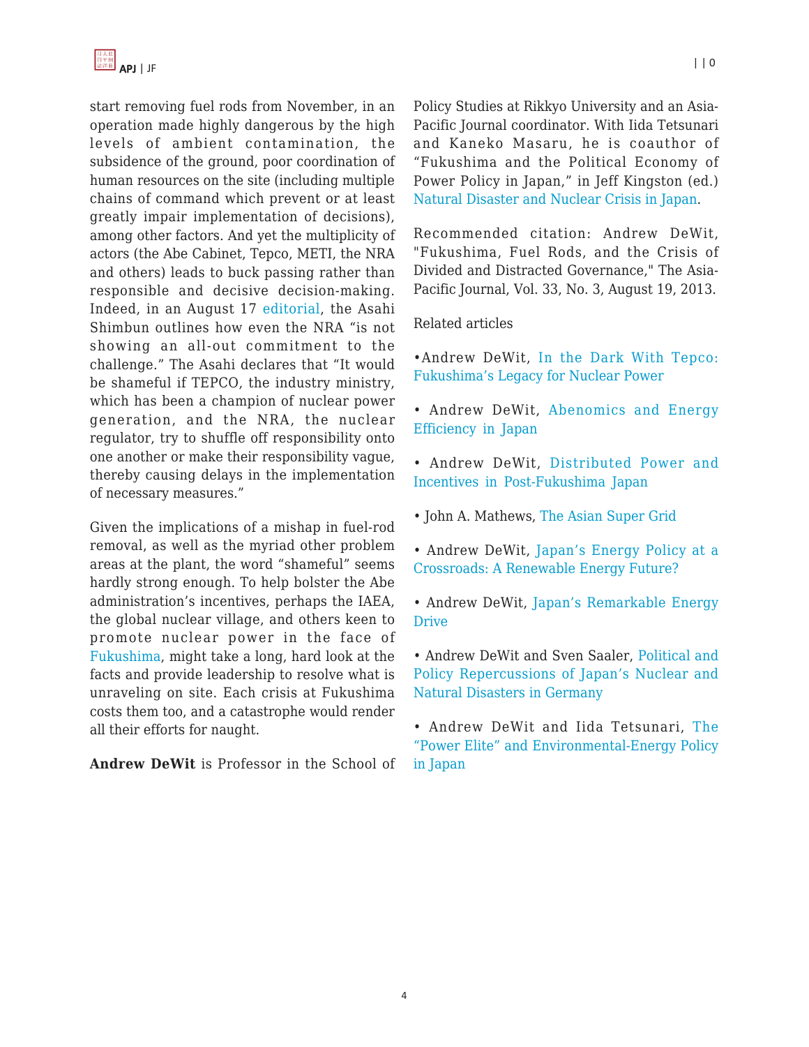start removing fuel rods from November, in an operation made highly dangerous by the high levels of ambient contamination, the subsidence of the ground, poor coordination of human resources on the site (including multiple chains of command which prevent or at least greatly impair implementation of decisions), among other factors. And yet the multiplicity of actors (the Abe Cabinet, Tepco, METI, the NRA and others) leads to buck passing rather than responsible and decisive decision-making. Indeed, in an August 17 editorial, the Asahi Shimbun outlines how even the NRA "is not showing an all-out commitment to the challenge." The Asahi declares that "It would be shameful if TEPCO, the industry ministry, which has been a champion of nuclear power generation, and the NRA, the nuclear regulator, try to shuffle off responsibility onto one another or make their responsibility vague, thereby causing delays in the implementation of necessary measures."

Given the implications of a mishap in fuel-rod removal, as well as the myriad other problem areas at the plant, the word "shameful" seems hardly strong enough. To help bolster the Abe administration's incentives, perhaps the IAEA, the global nuclear village, and others keen to promote nuclear power in the face of Fukushima, might take a long, hard look at the facts and provide leadership to resolve what is unraveling on site. Each crisis at Fukushima costs them too, and a catastrophe would render all their efforts for naught.

**Andrew DeWit** is Professor in the School of Policy Studies at Rikkyo University and an Asia-Pacific Journal coordinator. With Iida Tetsunari and Kaneko Masaru, he is coauthor of "Fukushima and the Political Economy of Power Policy in Japan," in Jeff Kingston (ed.) Natural Disaster and Nuclear Crisis in Japan.

Recommended citation: Andrew DeWit, "Fukushima, Fuel Rods, and the Crisis of Divided and Distracted Governance," The Asia-Pacific Journal, Vol. 33, No. 3, August 19, 2013.

Related articles

- Andrew DeWit, In the Dark With Tepco: Fukushima's Legacy for Nuclear Power
- Andrew DeWit, Abenomics and Energy Efficiency in Japan
- Andrew DeWit, Distributed Power and Incentives in Post-Fukushima Japan
- John A. Mathews, The Asian Super Grid
- Andrew DeWit, Japan's Energy Policy at a Crossroads: A Renewable Energy Future?
- Andrew DeWit, Japan's Remarkable Energy Drive
- Andrew DeWit and Sven Saaler, Political and Policy Repercussions of Japan's Nuclear and Natural Disasters in Germany
- Andrew DeWit and Iida Tetsunari, The "Power Elite" and Environmental-Energy Policy in Japan